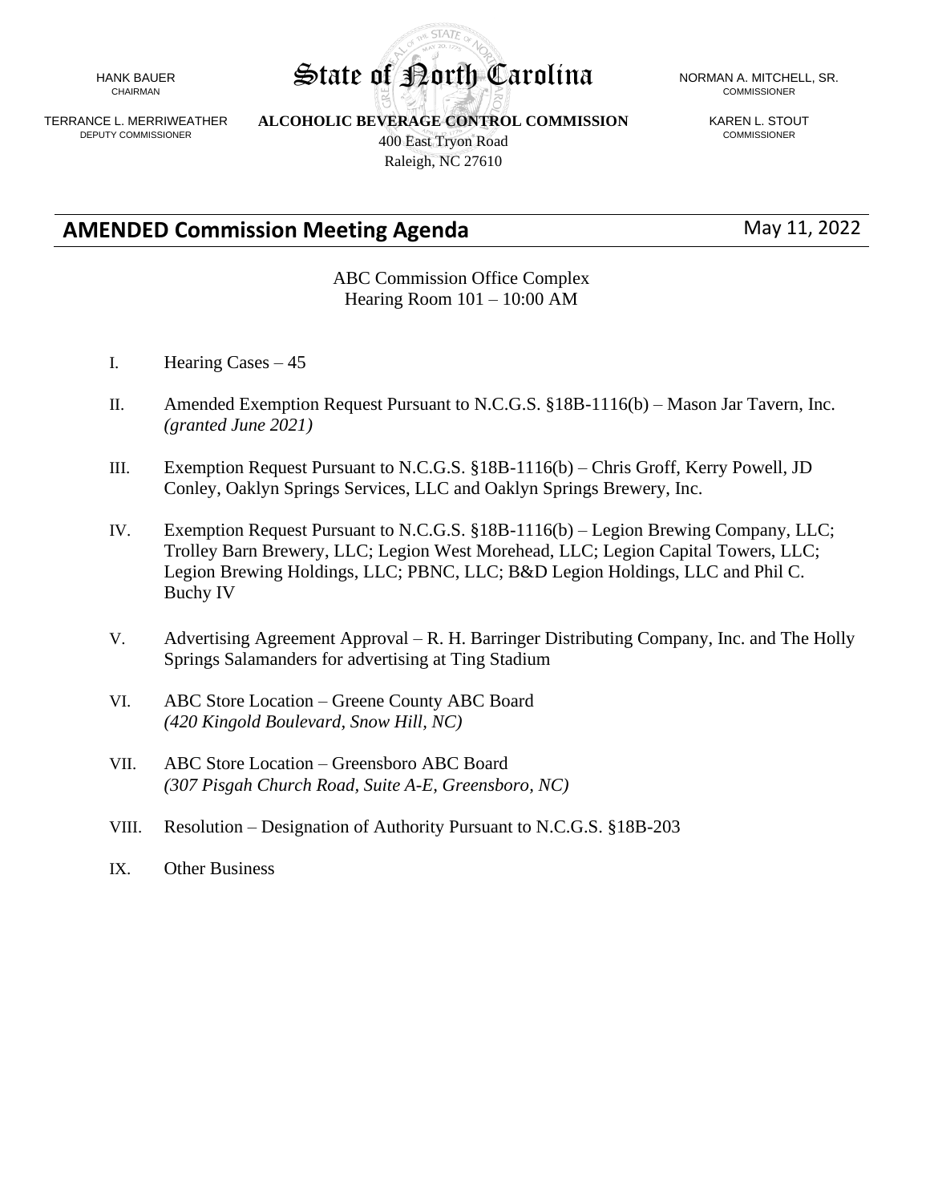HANK BAUER
CHAIRMAN

TERRANCE L. MERRIWEATHER
DEPUTY COMMISSIONER

# State of North Carolina

**ALCOHOLIC BEVERAGE CONTROL COMMISSION**
400 East Tryon Road
Raleigh, NC 27610

NORMAN A. MITCHELL, SR.
COMMISSIONER

KAREN L. STOUT
COMMISSIONER

## AMENDED Commission Meeting Agenda

May 11, 2022

ABC Commission Office Complex
Hearing Room 101 – 10:00 AM

I. Hearing Cases – 45

II. Amended Exemption Request Pursuant to N.C.G.S. §18B-1116(b) – Mason Jar Tavern, Inc. *(granted June 2021)*

III. Exemption Request Pursuant to N.C.G.S. §18B-1116(b) – Chris Groff, Kerry Powell, JD Conley, Oaklyn Springs Services, LLC and Oaklyn Springs Brewery, Inc.

IV. Exemption Request Pursuant to N.C.G.S. §18B-1116(b) – Legion Brewing Company, LLC; Trolley Barn Brewery, LLC; Legion West Morehead, LLC; Legion Capital Towers, LLC; Legion Brewing Holdings, LLC; PBNC, LLC; B&D Legion Holdings, LLC and Phil C. Buchy IV

V. Advertising Agreement Approval – R. H. Barringer Distributing Company, Inc. and The Holly Springs Salamanders for advertising at Ting Stadium

VI. ABC Store Location – Greene County ABC Board *(420 Kingold Boulevard, Snow Hill, NC)*

VII. ABC Store Location – Greensboro ABC Board *(307 Pisgah Church Road, Suite A-E, Greensboro, NC)*

VIII. Resolution – Designation of Authority Pursuant to N.C.G.S. §18B-203

IX. Other Business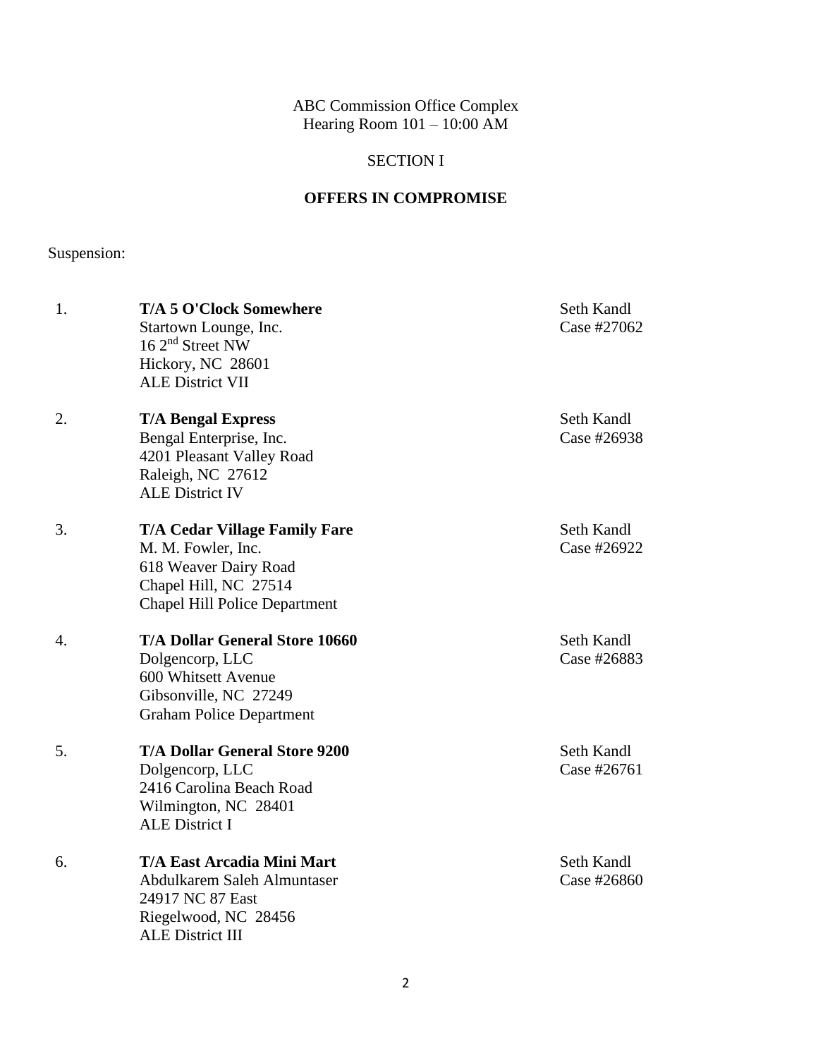ABC Commission Office Complex
Hearing Room 101 – 10:00 AM

SECTION I

**OFFERS IN COMPROMISE**

Suspension:

| | | |
|---|---|---|
| 1. | **T/A 5 O'Clock Somewhere**<br>Startown Lounge, Inc.<br>16 2nd Street NW<br>Hickory, NC 28601<br>ALE District VII | Seth Kandl<br>Case #27062 |
| 2. | **T/A Bengal Express**<br>Bengal Enterprise, Inc.<br>4201 Pleasant Valley Road<br>Raleigh, NC 27612<br>ALE District IV | Seth Kandl<br>Case #26938 |
| 3. | **T/A Cedar Village Family Fare**<br>M. M. Fowler, Inc.<br>618 Weaver Dairy Road<br>Chapel Hill, NC 27514<br>Chapel Hill Police Department | Seth Kandl<br>Case #26922 |
| 4. | **T/A Dollar General Store 10660**<br>Dolgencorp, LLC<br>600 Whitsett Avenue<br>Gibsonville, NC 27249<br>Graham Police Department | Seth Kandl<br>Case #26883 |
| 5. | **T/A Dollar General Store 9200**<br>Dolgencorp, LLC<br>2416 Carolina Beach Road<br>Wilmington, NC 28401<br>ALE District I | Seth Kandl<br>Case #26761 |
| 6. | **T/A East Arcadia Mini Mart**<br>Abdulkarem Saleh Almuntaser<br>24917 NC 87 East<br>Riegelwood, NC 28456<br>ALE District III | Seth Kandl<br>Case #26860 |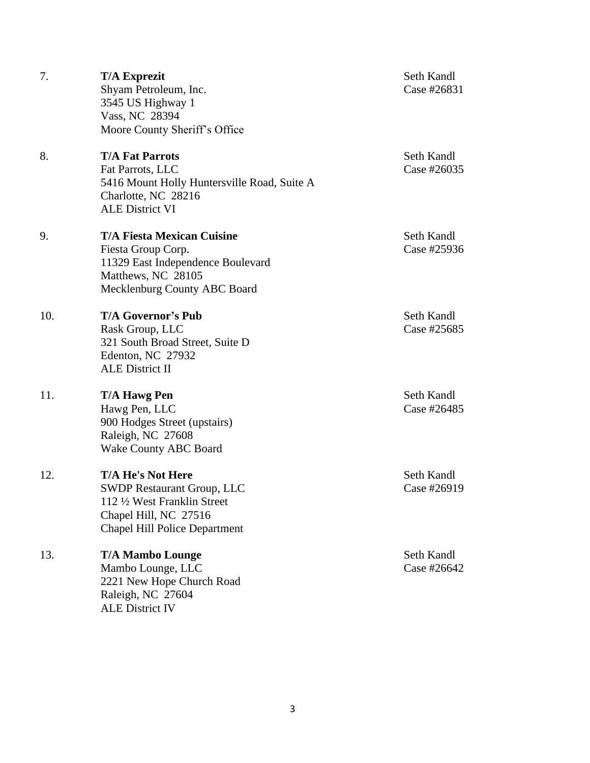7. **T/A Exprezit**
   Shyam Petroleum, Inc.
   3545 US Highway 1
   Vass, NC 28394
   Moore County Sheriff's Office

   Seth Kandl
   Case #26831

8. **T/A Fat Parrots**
   Fat Parrots, LLC
   5416 Mount Holly Huntersville Road, Suite A
   Charlotte, NC 28216
   ALE District VI

   Seth Kandl
   Case #26035

9. **T/A Fiesta Mexican Cuisine**
   Fiesta Group Corp.
   11329 East Independence Boulevard
   Matthews, NC 28105
   Mecklenburg County ABC Board

   Seth Kandl
   Case #25936

10. **T/A Governor's Pub**
    Rask Group, LLC
    321 South Broad Street, Suite D
    Edenton, NC 27932
    ALE District II

    Seth Kandl
    Case #25685

11. **T/A Hawg Pen**
    Hawg Pen, LLC
    900 Hodges Street (upstairs)
    Raleigh, NC 27608
    Wake County ABC Board

    Seth Kandl
    Case #26485

12. **T/A He's Not Here**
    SWDP Restaurant Group, LLC
    112 ½ West Franklin Street
    Chapel Hill, NC 27516
    Chapel Hill Police Department

    Seth Kandl
    Case #26919

13. **T/A Mambo Lounge**
    Mambo Lounge, LLC
    2221 New Hope Church Road
    Raleigh, NC 27604
    ALE District IV

    Seth Kandl
    Case #26642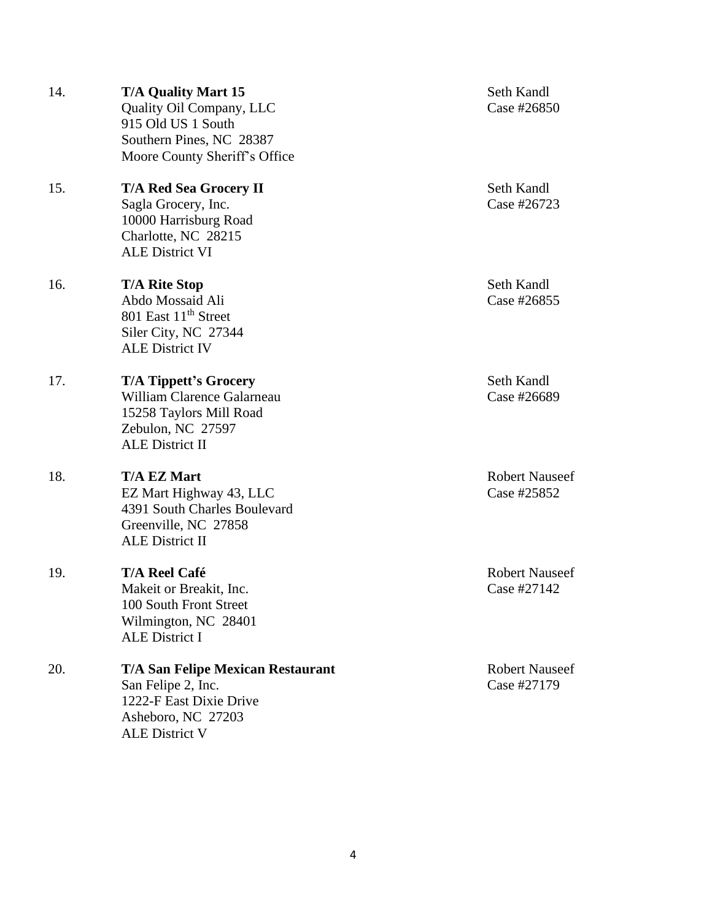14. **T/A Quality Mart 15**
    Quality Oil Company, LLC
    915 Old US 1 South
    Southern Pines, NC 28387
    Moore County Sheriff's Office

    Seth Kandl
    Case #26850

15. **T/A Red Sea Grocery II**
    Sagla Grocery, Inc.
    10000 Harrisburg Road
    Charlotte, NC 28215
    ALE District VI

    Seth Kandl
    Case #26723

16. **T/A Rite Stop**
    Abdo Mossaid Ali
    801 East 11th Street
    Siler City, NC 27344
    ALE District IV

    Seth Kandl
    Case #26855

17. **T/A Tippett's Grocery**
    William Clarence Galarneau
    15258 Taylors Mill Road
    Zebulon, NC 27597
    ALE District II

    Seth Kandl
    Case #26689

18. **T/A EZ Mart**
    EZ Mart Highway 43, LLC
    4391 South Charles Boulevard
    Greenville, NC 27858
    ALE District II

    Robert Nauseef
    Case #25852

19. **T/A Reel Café**
    Makeit or Breakit, Inc.
    100 South Front Street
    Wilmington, NC 28401
    ALE District I

    Robert Nauseef
    Case #27142

20. **T/A San Felipe Mexican Restaurant**
    San Felipe 2, Inc.
    1222-F East Dixie Drive
    Asheboro, NC 27203
    ALE District V

    Robert Nauseef
    Case #27179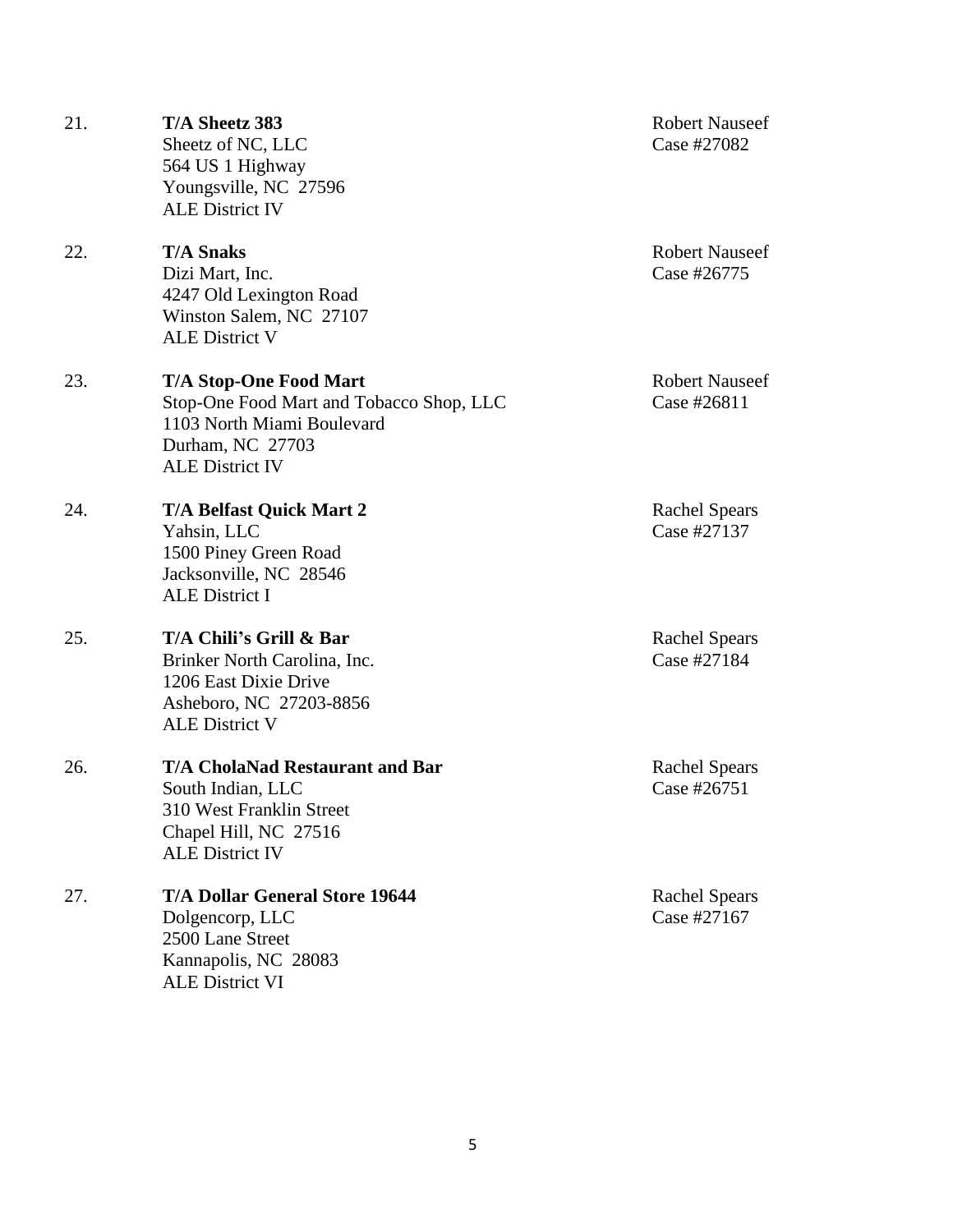21. **T/A Sheetz 383**
    Sheetz of NC, LLC
    564 US 1 Highway
    Youngsville, NC 27596
    ALE District IV

    Robert Nauseef
    Case #27082

22. **T/A Snaks**
    Dizi Mart, Inc.
    4247 Old Lexington Road
    Winston Salem, NC 27107
    ALE District V

    Robert Nauseef
    Case #26775

23. **T/A Stop-One Food Mart**
    Stop-One Food Mart and Tobacco Shop, LLC
    1103 North Miami Boulevard
    Durham, NC 27703
    ALE District IV

    Robert Nauseef
    Case #26811

24. **T/A Belfast Quick Mart 2**
    Yahsin, LLC
    1500 Piney Green Road
    Jacksonville, NC 28546
    ALE District I

    Rachel Spears
    Case #27137

25. **T/A Chili's Grill & Bar**
    Brinker North Carolina, Inc.
    1206 East Dixie Drive
    Asheboro, NC 27203-8856
    ALE District V

    Rachel Spears
    Case #27184

26. **T/A CholaNad Restaurant and Bar**
    South Indian, LLC
    310 West Franklin Street
    Chapel Hill, NC 27516
    ALE District IV

    Rachel Spears
    Case #26751

27. **T/A Dollar General Store 19644**
    Dolgencorp, LLC
    2500 Lane Street
    Kannapolis, NC 28083
    ALE District VI

    Rachel Spears
    Case #27167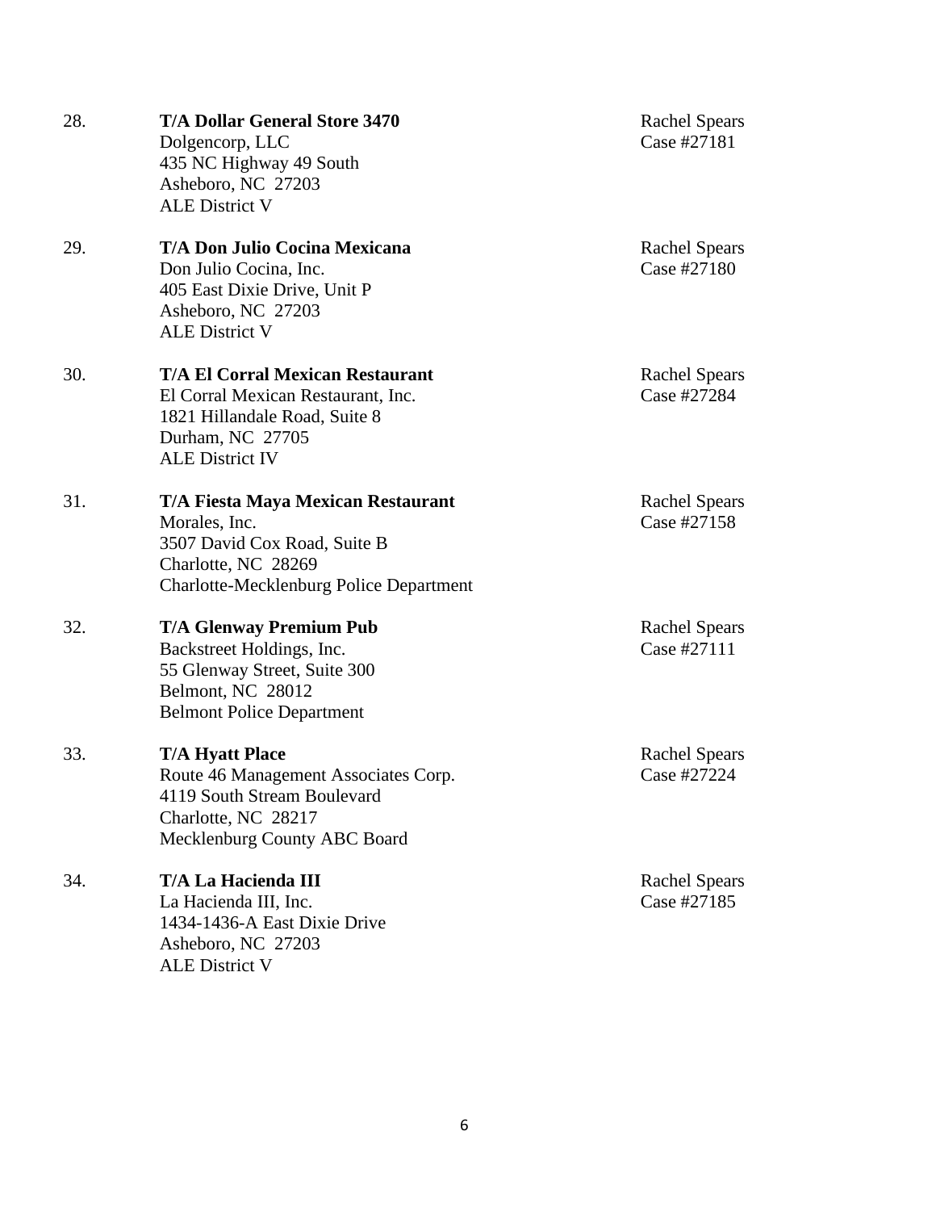28. **T/A Dollar General Store 3470**
    Dolgencorp, LLC
    435 NC Highway 49 South
    Asheboro, NC 27203
    ALE District V

    Rachel Spears
    Case #27181

29. **T/A Don Julio Cocina Mexicana**
    Don Julio Cocina, Inc.
    405 East Dixie Drive, Unit P
    Asheboro, NC 27203
    ALE District V

    Rachel Spears
    Case #27180

30. **T/A El Corral Mexican Restaurant**
    El Corral Mexican Restaurant, Inc.
    1821 Hillandale Road, Suite 8
    Durham, NC 27705
    ALE District IV

    Rachel Spears
    Case #27284

31. **T/A Fiesta Maya Mexican Restaurant**
    Morales, Inc.
    3507 David Cox Road, Suite B
    Charlotte, NC 28269
    Charlotte-Mecklenburg Police Department

    Rachel Spears
    Case #27158

32. **T/A Glenway Premium Pub**
    Backstreet Holdings, Inc.
    55 Glenway Street, Suite 300
    Belmont, NC 28012
    Belmont Police Department

    Rachel Spears
    Case #27111

33. **T/A Hyatt Place**
    Route 46 Management Associates Corp.
    4119 South Stream Boulevard
    Charlotte, NC 28217
    Mecklenburg County ABC Board

    Rachel Spears
    Case #27224

34. **T/A La Hacienda III**
    La Hacienda III, Inc.
    1434-1436-A East Dixie Drive
    Asheboro, NC 27203
    ALE District V

    Rachel Spears
    Case #27185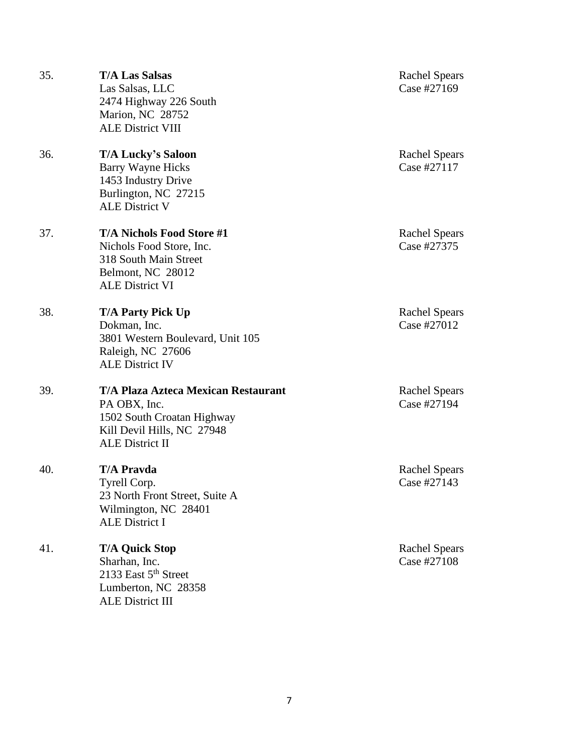35. **T/A Las Salsas**
Las Salsas, LLC
2474 Highway 226 South
Marion, NC 28752
ALE District VIII

Rachel Spears
Case #27169

36. **T/A Lucky's Saloon**
Barry Wayne Hicks
1453 Industry Drive
Burlington, NC 27215
ALE District V

Rachel Spears
Case #27117

37. **T/A Nichols Food Store #1**
Nichols Food Store, Inc.
318 South Main Street
Belmont, NC 28012
ALE District VI

Rachel Spears
Case #27375

38. **T/A Party Pick Up**
Dokman, Inc.
3801 Western Boulevard, Unit 105
Raleigh, NC 27606
ALE District IV

Rachel Spears
Case #27012

39. **T/A Plaza Azteca Mexican Restaurant**
PA OBX, Inc.
1502 South Croatan Highway
Kill Devil Hills, NC 27948
ALE District II

Rachel Spears
Case #27194

40. **T/A Pravda**
Tyrell Corp.
23 North Front Street, Suite A
Wilmington, NC 28401
ALE District I

Rachel Spears
Case #27143

41. **T/A Quick Stop**
Sharhan, Inc.
2133 East 5th Street
Lumberton, NC 28358
ALE District III

Rachel Spears
Case #27108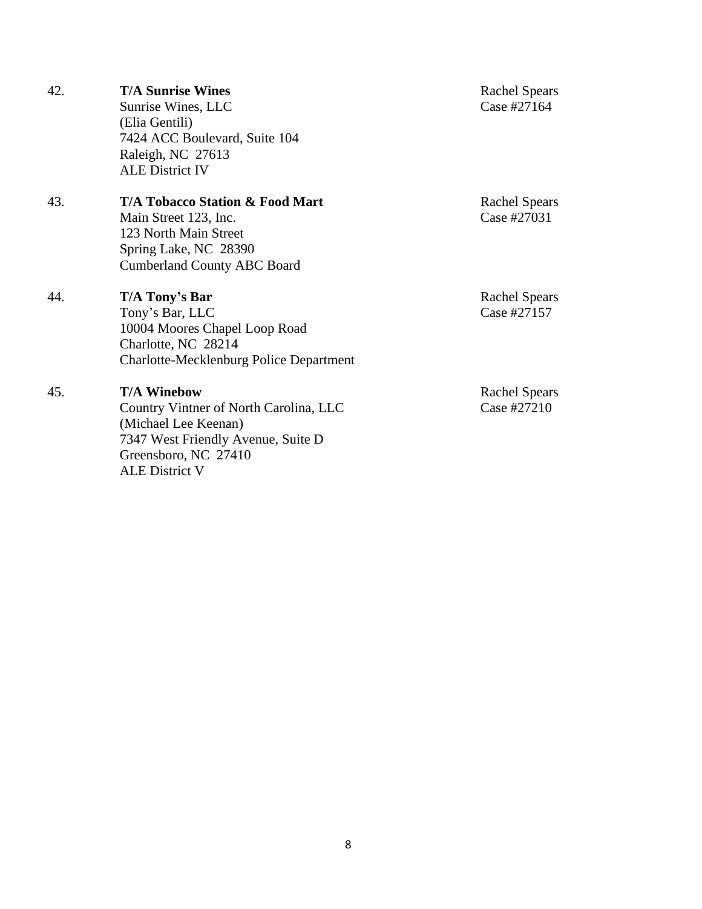42. **T/A Sunrise Wines**
    Sunrise Wines, LLC
    (Elia Gentili)
    7424 ACC Boulevard, Suite 104
    Raleigh, NC 27613
    ALE District IV

    Rachel Spears
    Case #27164

43. **T/A Tobacco Station & Food Mart**
    Main Street 123, Inc.
    123 North Main Street
    Spring Lake, NC 28390
    Cumberland County ABC Board

    Rachel Spears
    Case #27031

44. **T/A Tony's Bar**
    Tony's Bar, LLC
    10004 Moores Chapel Loop Road
    Charlotte, NC 28214
    Charlotte-Mecklenburg Police Department

    Rachel Spears
    Case #27157

45. **T/A Winebow**
    Country Vintner of North Carolina, LLC
    (Michael Lee Keenan)
    7347 West Friendly Avenue, Suite D
    Greensboro, NC 27410
    ALE District V

    Rachel Spears
    Case #27210